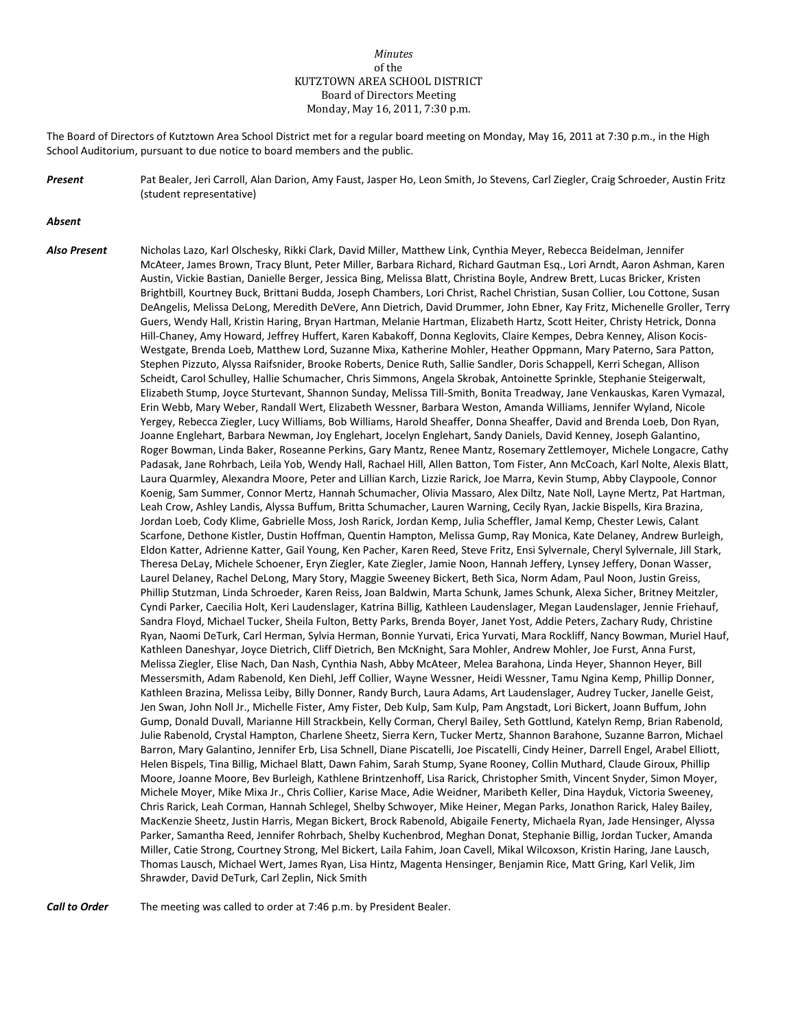*Minutes*
of the
KUTZTOWN AREA SCHOOL DISTRICT
Board of Directors Meeting
Monday, May 16, 2011, 7:30 p.m.

The Board of Directors of Kutztown Area School District met for a regular board meeting on Monday, May 16, 2011 at 7:30 p.m., in the High School Auditorium, pursuant to due notice to board members and the public.

***Present*** Pat Bealer, Jeri Carroll, Alan Darion, Amy Faust, Jasper Ho, Leon Smith, Jo Stevens, Carl Ziegler, Craig Schroeder, Austin Fritz (student representative)

***Absent***

***Also Present*** Nicholas Lazo, Karl Olschesky, Rikki Clark, David Miller, Matthew Link, Cynthia Meyer, Rebecca Beidelman, Jennifer McAteer, James Brown, Tracy Blunt, Peter Miller, Barbara Richard, Richard Gautman Esq., Lori Arndt, Aaron Ashman, Karen Austin, Vickie Bastian, Danielle Berger, Jessica Bing, Melissa Blatt, Christina Boyle, Andrew Brett, Lucas Bricker, Kristen Brightbill, Kourtney Buck, Brittani Budda, Joseph Chambers, Lori Christ, Rachel Christian, Susan Collier, Lou Cottone, Susan DeAngelis, Melissa DeLong, Meredith DeVere, Ann Dietrich, David Drummer, John Ebner, Kay Fritz, Michenelle Groller, Terry Guers, Wendy Hall, Kristin Haring, Bryan Hartman, Melanie Hartman, Elizabeth Hartz, Scott Heiter, Christy Hetrick, Donna Hill-Chaney, Amy Howard, Jeffrey Huffert, Karen Kabakoff, Donna Keglovits, Claire Kempes, Debra Kenney, Alison Kocis-Westgate, Brenda Loeb, Matthew Lord, Suzanne Mixa, Katherine Mohler, Heather Oppmann, Mary Paterno, Sara Patton, Stephen Pizzuto, Alyssa Raifsnider, Brooke Roberts, Denice Ruth, Sallie Sandler, Doris Schappell, Kerri Schegan, Allison Scheidt, Carol Schulley, Hallie Schumacher, Chris Simmons, Angela Skrobak, Antoinette Sprinkle, Stephanie Steigerwalt, Elizabeth Stump, Joyce Sturtevant, Shannon Sunday, Melissa Till-Smith, Bonita Treadway, Jane Venkauskas, Karen Vymazal, Erin Webb, Mary Weber, Randall Wert, Elizabeth Wessner, Barbara Weston, Amanda Williams, Jennifer Wyland, Nicole Yergey, Rebecca Ziegler, Lucy Williams, Bob Williams, Harold Sheaffer, Donna Sheaffer, David and Brenda Loeb, Don Ryan, Joanne Englehart, Barbara Newman, Joy Englehart, Jocelyn Englehart, Sandy Daniels, David Kenney, Joseph Galantino, Roger Bowman, Linda Baker, Roseanne Perkins, Gary Mantz, Renee Mantz, Rosemary Zettlemoyer, Michele Longacre, Cathy Padasak, Jane Rohrbach, Leila Yob, Wendy Hall, Rachael Hill, Allen Batton, Tom Fister, Ann McCoach, Karl Nolte, Alexis Blatt, Laura Quarmley, Alexandra Moore, Peter and Lillian Karch, Lizzie Rarick, Joe Marra, Kevin Stump, Abby Claypoole, Connor Koenig, Sam Summer, Connor Mertz, Hannah Schumacher, Olivia Massaro, Alex Diltz, Nate Noll, Layne Mertz, Pat Hartman, Leah Crow, Ashley Landis, Alyssa Buffum, Britta Schumacher, Lauren Warning, Cecily Ryan, Jackie Bispells, Kira Brazina, Jordan Loeb, Cody Klime, Gabrielle Moss, Josh Rarick, Jordan Kemp, Julia Scheffler, Jamal Kemp, Chester Lewis, Calant Scarfone, Dethone Kistler, Dustin Hoffman, Quentin Hampton, Melissa Gump, Ray Monica, Kate Delaney, Andrew Burleigh, Eldon Katter, Adrienne Katter, Gail Young, Ken Pacher, Karen Reed, Steve Fritz, Ensi Sylvernale, Cheryl Sylvernale, Jill Stark, Theresa DeLay, Michele Schoener, Eryn Ziegler, Kate Ziegler, Jamie Noon, Hannah Jeffery, Lynsey Jeffery, Donan Wasser, Laurel Delaney, Rachel DeLong, Mary Story, Maggie Sweeney Bickert, Beth Sica, Norm Adam, Paul Noon, Justin Greiss, Phillip Stutzman, Linda Schroeder, Karen Reiss, Joan Baldwin, Marta Schunk, James Schunk, Alexa Sicher, Britney Meitzler, Cyndi Parker, Caecilia Holt, Keri Laudenslager, Katrina Billig, Kathleen Laudenslager, Megan Laudenslager, Jennie Friehauf, Sandra Floyd, Michael Tucker, Sheila Fulton, Betty Parks, Brenda Boyer, Janet Yost, Addie Peters, Zachary Rudy, Christine Ryan, Naomi DeTurk, Carl Herman, Sylvia Herman, Bonnie Yurvati, Erica Yurvati, Mara Rockliff, Nancy Bowman, Muriel Hauf, Kathleen Daneshyar, Joyce Dietrich, Cliff Dietrich, Ben McKnight, Sara Mohler, Andrew Mohler, Joe Furst, Anna Furst, Melissa Ziegler, Elise Nach, Dan Nash, Cynthia Nash, Abby McAteer, Melea Barahona, Linda Heyer, Shannon Heyer, Bill Messersmith, Adam Rabenold, Ken Diehl, Jeff Collier, Wayne Wessner, Heidi Wessner, Tamu Ngina Kemp, Phillip Donner, Kathleen Brazina, Melissa Leiby, Billy Donner, Randy Burch, Laura Adams, Art Laudenslager, Audrey Tucker, Janelle Geist, Jen Swan, John Noll Jr., Michelle Fister, Amy Fister, Deb Kulp, Sam Kulp, Pam Angstadt, Lori Bickert, Joann Buffum, John Gump, Donald Duvall, Marianne Hill Strackbein, Kelly Corman, Cheryl Bailey, Seth Gottlund, Katelyn Remp, Brian Rabenold, Julie Rabenold, Crystal Hampton, Charlene Sheetz, Sierra Kern, Tucker Mertz, Shannon Barahone, Suzanne Barron, Michael Barron, Mary Galantino, Jennifer Erb, Lisa Schnell, Diane Piscatelli, Joe Piscatelli, Cindy Heiner, Darrell Engel, Arabel Elliott, Helen Bispels, Tina Billig, Michael Blatt, Dawn Fahim, Sarah Stump, Syane Rooney, Collin Muthard, Claude Giroux, Phillip Moore, Joanne Moore, Bev Burleigh, Kathlene Brintzenhoff, Lisa Rarick, Christopher Smith, Vincent Snyder, Simon Moyer, Michele Moyer, Mike Mixa Jr., Chris Collier, Karise Mace, Adie Weidner, Maribeth Keller, Dina Hayduk, Victoria Sweeney, Chris Rarick, Leah Corman, Hannah Schlegel, Shelby Schwoyer, Mike Heiner, Megan Parks, Jonathon Rarick, Haley Bailey, MacKenzie Sheetz, Justin Harris, Megan Bickert, Brock Rabenold, Abigaile Fenerty, Michaela Ryan, Jade Hensinger, Alyssa Parker, Samantha Reed, Jennifer Rohrbach, Shelby Kuchenbrod, Meghan Donat, Stephanie Billig, Jordan Tucker, Amanda Miller, Catie Strong, Courtney Strong, Mel Bickert, Laila Fahim, Joan Cavell, Mikal Wilcoxson, Kristin Haring, Jane Lausch, Thomas Lausch, Michael Wert, James Ryan, Lisa Hintz, Magenta Hensinger, Benjamin Rice, Matt Gring, Karl Velik, Jim Shrawder, David DeTurk, Carl Zeplin, Nick Smith

***Call to Order*** The meeting was called to order at 7:46 p.m. by President Bealer.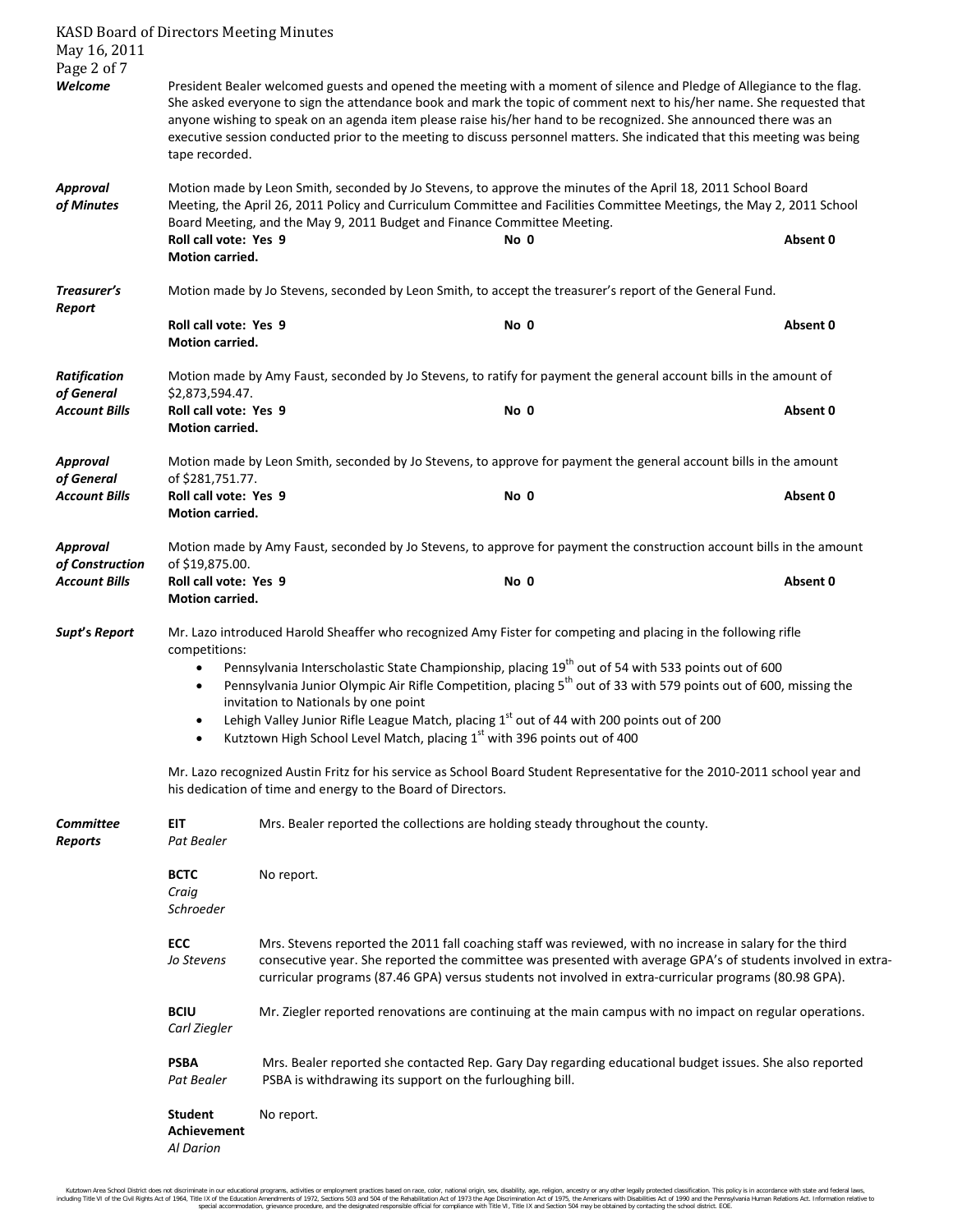**Welcome**

President Bealer welcomed guests and opened the meeting with a moment of silence and Pledge of Allegiance to the flag. She asked everyone to sign the attendance book and mark the topic of comment next to his/her name. She requested that anyone wishing to speak on an agenda item please raise his/her hand to be recognized. She announced there was an executive session conducted prior to the meeting to discuss personnel matters. She indicated that this meeting was being tape recorded.

**Approval of Minutes**

Motion made by Leon Smith, seconded by Jo Stevens, to approve the minutes of the April 18, 2011 School Board Meeting, the April 26, 2011 Policy and Curriculum Committee and Facilities Committee Meetings, the May 2, 2011 School Board Meeting, and the May 9, 2011 Budget and Finance Committee Meeting.

**Roll call vote: Yes 9** **No 0** **Absent 0**
**Motion carried.**

**Treasurer's Report**

Motion made by Jo Stevens, seconded by Leon Smith, to accept the treasurer's report of the General Fund.

**Roll call vote: Yes 9** **No 0** **Absent 0**
**Motion carried.**

**Ratification of General Account Bills**

Motion made by Amy Faust, seconded by Jo Stevens, to ratify for payment the general account bills in the amount of $2,873,594.47.

**Roll call vote: Yes 9** **No 0** **Absent 0**
**Motion carried.**

**Approval of General Account Bills**

Motion made by Leon Smith, seconded by Jo Stevens, to approve for payment the general account bills in the amount of $281,751.77.

**Roll call vote: Yes 9** **No 0** **Absent 0**
**Motion carried.**

**Approval of Construction Account Bills**

Motion made by Amy Faust, seconded by Jo Stevens, to approve for payment the construction account bills in the amount of $19,875.00.

**Roll call vote: Yes 9** **No 0** **Absent 0**
**Motion carried.**

**Supt's Report**

Mr. Lazo introduced Harold Sheaffer who recognized Amy Fister for competing and placing in the following rifle competitions:

- Pennsylvania Interscholastic State Championship, placing 19th out of 54 with 533 points out of 600
- Pennsylvania Junior Olympic Air Rifle Competition, placing 5th out of 33 with 579 points out of 600, missing the invitation to Nationals by one point
- Lehigh Valley Junior Rifle League Match, placing 1st out of 44 with 200 points out of 200
- Kutztown High School Level Match, placing 1st with 396 points out of 400

Mr. Lazo recognized Austin Fritz for his service as School Board Student Representative for the 2010-2011 school year and his dedication of time and energy to the Board of Directors.

**Committee Reports**

**EIT** *Pat Bealer* — Mrs. Bealer reported the collections are holding steady throughout the county.

**BCTC** *Craig Schroeder* — No report.

**ECC** *Jo Stevens* — Mrs. Stevens reported the 2011 fall coaching staff was reviewed, with no increase in salary for the third consecutive year. She reported the committee was presented with average GPA's of students involved in extra-curricular programs (87.46 GPA) versus students not involved in extra-curricular programs (80.98 GPA).

**BCIU** *Carl Ziegler* — Mr. Ziegler reported renovations are continuing at the main campus with no impact on regular operations.

**PSBA** *Pat Bealer* — Mrs. Bealer reported she contacted Rep. Gary Day regarding educational budget issues. She also reported PSBA is withdrawing its support on the furloughing bill.

**Student Achievement** *Al Darion* — No report.

Kutztown Area School District does not discriminate in our educational programs, activities or employment practices based on race, color, national origin, sex, disability, age, religion, ancestry or any other legally protected classification. This policy is in accordance with state and federal laws, including Title VI of the Civil Rights Act of 1964, Title IX of the Education Amendments of 1972, Sections 503 and 504 of the Rehabilitation Act of 1973 the Age Discrimination Act of 1975, the Americans with Disabilities Act of 1990 and the Pennsylvania Human Relations Act. Information relative to special accommodation, grievance procedure, and the designated responsible official for compliance with Title VI, Title IX and Section 504 may be obtained by contacting the school district. EOE.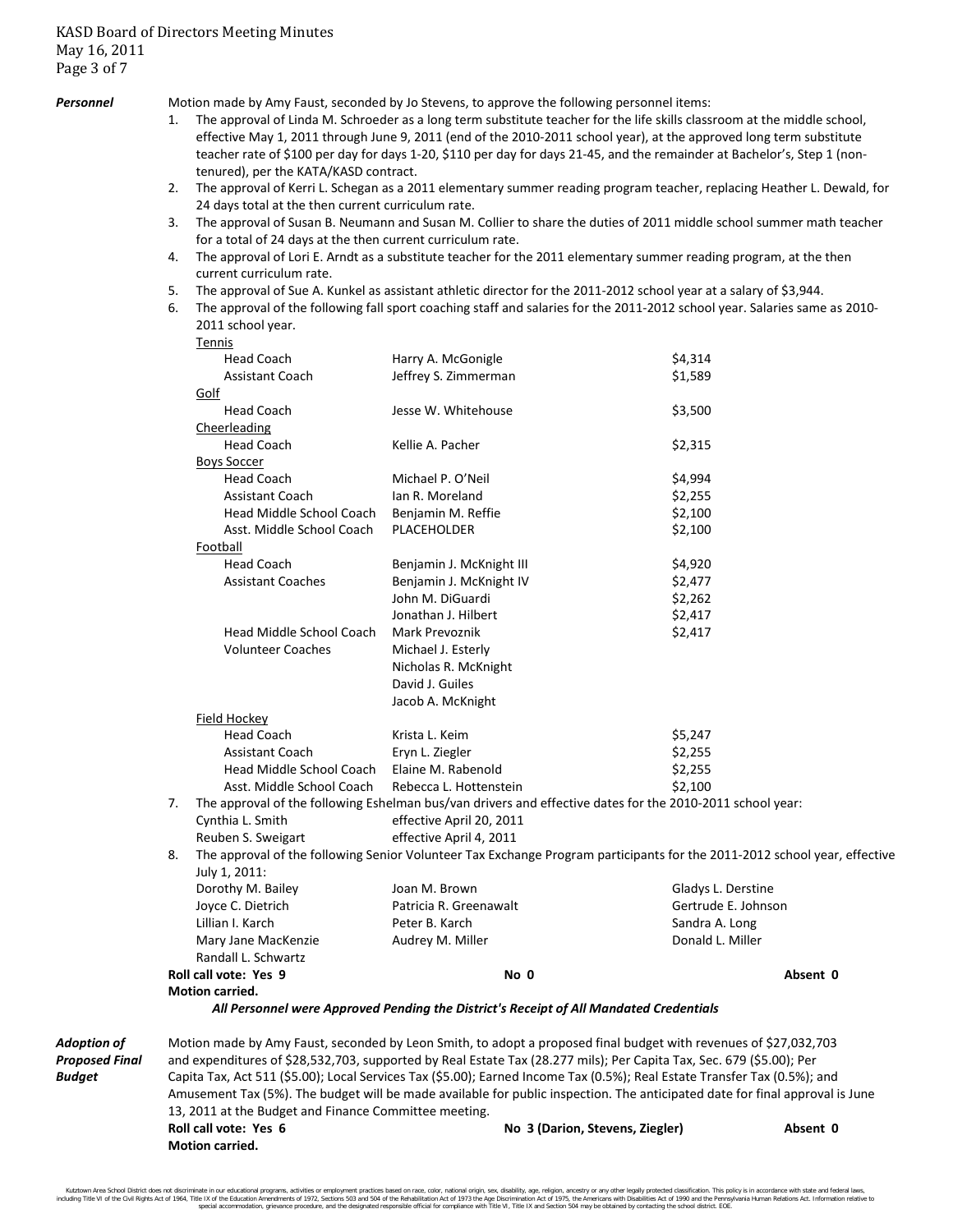***Personnel***

Motion made by Amy Faust, seconded by Jo Stevens, to approve the following personnel items:

1. The approval of Linda M. Schroeder as a long term substitute teacher for the life skills classroom at the middle school, effective May 1, 2011 through June 9, 2011 (end of the 2010-2011 school year), at the approved long term substitute teacher rate of $100 per day for days 1-20, $110 per day for days 21-45, and the remainder at Bachelor's, Step 1 (non-tenured), per the KATA/KASD contract.
2. The approval of Kerri L. Schegan as a 2011 elementary summer reading program teacher, replacing Heather L. Dewald, for 24 days total at the then current curriculum rate.
3. The approval of Susan B. Neumann and Susan M. Collier to share the duties of 2011 middle school summer math teacher for a total of 24 days at the then current curriculum rate.
4. The approval of Lori E. Arndt as a substitute teacher for the 2011 elementary summer reading program, at the then current curriculum rate.
5. The approval of Sue A. Kunkel as assistant athletic director for the 2011-2012 school year at a salary of $3,944.
6. The approval of the following fall sport coaching staff and salaries for the 2011-2012 school year. Salaries same as 2010-2011 school year.

| Position | Name | Salary |
|---|---|---|
| Tennis | | |
| Head Coach | Harry A. McGonigle | $4,314 |
| Assistant Coach | Jeffrey S. Zimmerman | $1,589 |
| Golf | | |
| Head Coach | Jesse W. Whitehouse | $3,500 |
| Cheerleading | | |
| Head Coach | Kellie A. Pacher | $2,315 |
| Boys Soccer | | |
| Head Coach | Michael P. O'Neil | $4,994 |
| Assistant Coach | Ian R. Moreland | $2,255 |
| Head Middle School Coach | Benjamin M. Reffie | $2,100 |
| Asst. Middle School Coach | PLACEHOLDER | $2,100 |
| Football | | |
| Head Coach | Benjamin J. McKnight III | $4,920 |
| Assistant Coaches | Benjamin J. McKnight IV | $2,477 |
| | John M. DiGuardi | $2,262 |
| | Jonathan J. Hilbert | $2,417 |
| Head Middle School Coach | Mark Prevoznik | $2,417 |
| Volunteer Coaches | Michael J. Esterly | |
| | Nicholas R. McKnight | |
| | David J. Guiles | |
| | Jacob A. McKnight | |
| Field Hockey | | |
| Head Coach | Krista L. Keim | $5,247 |
| Assistant Coach | Eryn L. Ziegler | $2,255 |
| Head Middle School Coach | Elaine M. Rabenold | $2,255 |
| Asst. Middle School Coach | Rebecca L. Hottenstein | $2,100 |

7. The approval of the following Eshelman bus/van drivers and effective dates for the 2010-2011 school year:

| Name | Effective Date |
|---|---|
| Cynthia L. Smith | effective April 20, 2011 |
| Reuben S. Sweigart | effective April 4, 2011 |

8. The approval of the following Senior Volunteer Tax Exchange Program participants for the 2011-2012 school year, effective July 1, 2011:

| | | |
|---|---|---|
| Dorothy M. Bailey | Joan M. Brown | Gladys L. Derstine |
| Joyce C. Dietrich | Patricia R. Greenawalt | Gertrude E. Johnson |
| Lillian I. Karch | Peter B. Karch | Sandra A. Long |
| Mary Jane MacKenzie | Audrey M. Miller | Donald L. Miller |
| Randall L. Schwartz | | |

**Roll call vote: Yes 9** **No 0** **Absent 0**

**Motion carried.**

***All Personnel were Approved Pending the District's Receipt of All Mandated Credentials***

***Adoption of Proposed Final Budget***

Motion made by Amy Faust, seconded by Leon Smith, to adopt a proposed final budget with revenues of $27,032,703 and expenditures of $28,532,703, supported by Real Estate Tax (28.277 mils); Per Capita Tax, Sec. 679 ($5.00); Per Capita Tax, Act 511 ($5.00); Local Services Tax ($5.00); Earned Income Tax (0.5%); Real Estate Transfer Tax (0.5%); and Amusement Tax (5%). The budget will be made available for public inspection. The anticipated date for final approval is June 13, 2011 at the Budget and Finance Committee meeting.

**Roll call vote: Yes 6** **No 3 (Darion, Stevens, Ziegler)** **Absent 0**

**Motion carried.**

Kutztown Area School District does not discriminate in our educational programs, activities or employment practices based on race, color, national origin, sex, disability, age, religion, ancestry or any other legally protected classification. This policy is in accordance with state and federal laws, including Title VI of the Civil Rights Act of 1964, Title IX of the Education Amendments of 1972, Sections 503 and 504 of the Rehabilitation Act of 1973 the Age Discrimination Act of 1975, the Americans with Disabilities Act of 1990 and the Pennsylvania Human Relations Act. Information relative to special accommodation, grievance procedure, and the designated responsible official for compliance with Title VI, Title IX and Section 504 may be obtained by contacting the school district. EOE.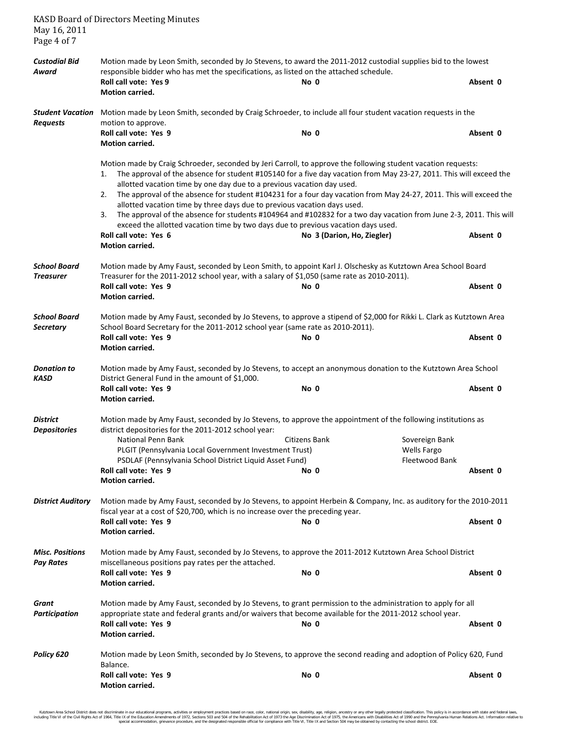***Custodial Bid Award***

Motion made by Leon Smith, seconded by Jo Stevens, to award the 2011-2012 custodial supplies bid to the lowest responsible bidder who has met the specifications, as listed on the attached schedule.

**Roll call vote: Yes 9** **No 0** **Absent 0**
**Motion carried.**

***Student Vacation Requests***

Motion made by Leon Smith, seconded by Craig Schroeder, to include all four student vacation requests in the motion to approve.

**Roll call vote: Yes 9** **No 0** **Absent 0**
**Motion carried.**

Motion made by Craig Schroeder, seconded by Jeri Carroll, to approve the following student vacation requests:

1. The approval of the absence for student #105140 for a five day vacation from May 23-27, 2011. This will exceed the allotted vacation time by one day due to a previous vacation day used.
2. The approval of the absence for student #104231 for a four day vacation from May 24-27, 2011. This will exceed the allotted vacation time by three days due to previous vacation days used.
3. The approval of the absence for students #104964 and #102832 for a two day vacation from June 2-3, 2011. This will exceed the allotted vacation time by two days due to previous vacation days used.

**Roll call vote: Yes 6** **No 3 (Darion, Ho, Ziegler)** **Absent 0**
**Motion carried.**

***School Board Treasurer***

Motion made by Amy Faust, seconded by Leon Smith, to appoint Karl J. Olschesky as Kutztown Area School Board Treasurer for the 2011-2012 school year, with a salary of $1,050 (same rate as 2010-2011).

**Roll call vote: Yes 9** **No 0** **Absent 0**
**Motion carried.**

***School Board Secretary***

Motion made by Amy Faust, seconded by Jo Stevens, to approve a stipend of $2,000 for Rikki L. Clark as Kutztown Area School Board Secretary for the 2011-2012 school year (same rate as 2010-2011).

**Roll call vote: Yes 9** **No 0** **Absent 0**
**Motion carried.**

***Donation to KASD***

Motion made by Amy Faust, seconded by Jo Stevens, to accept an anonymous donation to the Kutztown Area School District General Fund in the amount of $1,000.

**Roll call vote: Yes 9** **No 0** **Absent 0**
**Motion carried.**

***District Depositories***

Motion made by Amy Faust, seconded by Jo Stevens, to approve the appointment of the following institutions as district depositories for the 2011-2012 school year:

- National Penn Bank
- Citizens Bank
- Sovereign Bank
- PLGIT (Pennsylvania Local Government Investment Trust)
- Wells Fargo
- PSDLAF (Pennsylvania School District Liquid Asset Fund)
- Fleetwood Bank

**Roll call vote: Yes 9** **No 0** **Absent 0**
**Motion carried.**

***District Auditory***

Motion made by Amy Faust, seconded by Jo Stevens, to appoint Herbein & Company, Inc. as auditory for the 2010-2011 fiscal year at a cost of $20,700, which is no increase over the preceding year.

**Roll call vote: Yes 9** **No 0** **Absent 0**
**Motion carried.**

***Misc. Positions Pay Rates***

Motion made by Amy Faust, seconded by Jo Stevens, to approve the 2011-2012 Kutztown Area School District miscellaneous positions pay rates per the attached.

**Roll call vote: Yes 9** **No 0** **Absent 0**
**Motion carried.**

***Grant Participation***

Motion made by Amy Faust, seconded by Jo Stevens, to grant permission to the administration to apply for all appropriate state and federal grants and/or waivers that become available for the 2011-2012 school year.

**Roll call vote: Yes 9** **No 0** **Absent 0**
**Motion carried.**

***Policy 620***

Motion made by Leon Smith, seconded by Jo Stevens, to approve the second reading and adoption of Policy 620, Fund Balance.

**Roll call vote: Yes 9** **No 0** **Absent 0**
**Motion carried.**

Kutztown Area School District does not discriminate in our educational programs, activities or employment practices based on race, color, national origin, sex, disability, age, religion, ancestry or any other legally protected classification. This policy is in accordance with state and federal laws, including Title VI of the Civil Rights Act of 1964, Title IX of the Education Amendments of 1972, Sections 503 and 504 of the Rehabilitation Act of 1973 the Age Discrimination Act of 1975, the Americans with Disabilities Act of 1990 and the Pennsylvania Human Relations Act. Information relative to special accommodation, grievance procedure, and the designated responsible official for compliance with Title VI, Title IX and Section 504 may be obtained by contacting the school district. EOE.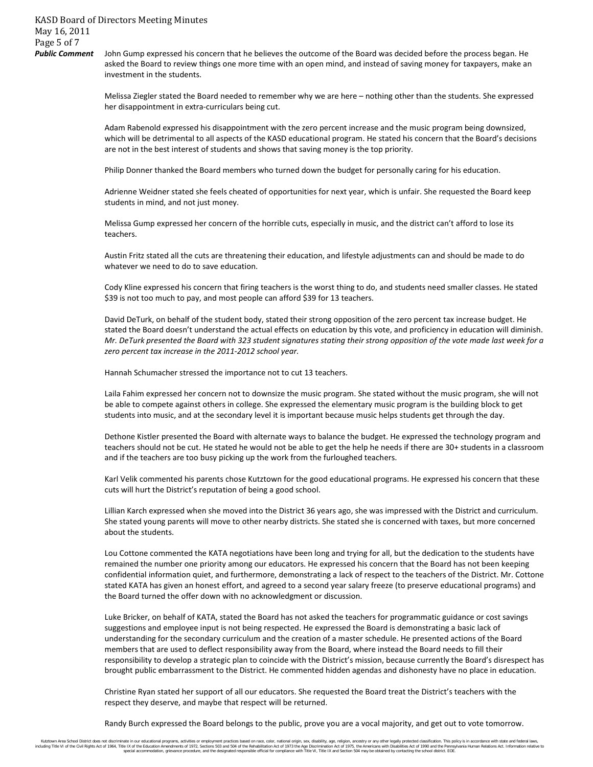**Public Comment**

John Gump expressed his concern that he believes the outcome of the Board was decided before the process began. He asked the Board to review things one more time with an open mind, and instead of saving money for taxpayers, make an investment in the students.

Melissa Ziegler stated the Board needed to remember why we are here – nothing other than the students. She expressed her disappointment in extra-curriculars being cut.

Adam Rabenold expressed his disappointment with the zero percent increase and the music program being downsized, which will be detrimental to all aspects of the KASD educational program. He stated his concern that the Board's decisions are not in the best interest of students and shows that saving money is the top priority.

Philip Donner thanked the Board members who turned down the budget for personally caring for his education.

Adrienne Weidner stated she feels cheated of opportunities for next year, which is unfair. She requested the Board keep students in mind, and not just money.

Melissa Gump expressed her concern of the horrible cuts, especially in music, and the district can't afford to lose its teachers.

Austin Fritz stated all the cuts are threatening their education, and lifestyle adjustments can and should be made to do whatever we need to do to save education.

Cody Kline expressed his concern that firing teachers is the worst thing to do, and students need smaller classes. He stated $39 is not too much to pay, and most people can afford $39 for 13 teachers.

David DeTurk, on behalf of the student body, stated their strong opposition of the zero percent tax increase budget. He stated the Board doesn't understand the actual effects on education by this vote, and proficiency in education will diminish. *Mr. DeTurk presented the Board with 323 student signatures stating their strong opposition of the vote made last week for a zero percent tax increase in the 2011-2012 school year.*

Hannah Schumacher stressed the importance not to cut 13 teachers.

Laila Fahim expressed her concern not to downsize the music program. She stated without the music program, she will not be able to compete against others in college. She expressed the elementary music program is the building block to get students into music, and at the secondary level it is important because music helps students get through the day.

Dethone Kistler presented the Board with alternate ways to balance the budget. He expressed the technology program and teachers should not be cut. He stated he would not be able to get the help he needs if there are 30+ students in a classroom and if the teachers are too busy picking up the work from the furloughed teachers.

Karl Velik commented his parents chose Kutztown for the good educational programs. He expressed his concern that these cuts will hurt the District's reputation of being a good school.

Lillian Karch expressed when she moved into the District 36 years ago, she was impressed with the District and curriculum. She stated young parents will move to other nearby districts. She stated she is concerned with taxes, but more concerned about the students.

Lou Cottone commented the KATA negotiations have been long and trying for all, but the dedication to the students have remained the number one priority among our educators. He expressed his concern that the Board has not been keeping confidential information quiet, and furthermore, demonstrating a lack of respect to the teachers of the District. Mr. Cottone stated KATA has given an honest effort, and agreed to a second year salary freeze (to preserve educational programs) and the Board turned the offer down with no acknowledgment or discussion.

Luke Bricker, on behalf of KATA, stated the Board has not asked the teachers for programmatic guidance or cost savings suggestions and employee input is not being respected. He expressed the Board is demonstrating a basic lack of understanding for the secondary curriculum and the creation of a master schedule. He presented actions of the Board members that are used to deflect responsibility away from the Board, where instead the Board needs to fill their responsibility to develop a strategic plan to coincide with the District's mission, because currently the Board's disrespect has brought public embarrassment to the District. He commented hidden agendas and dishonesty have no place in education.

Christine Ryan stated her support of all our educators. She requested the Board treat the District's teachers with the respect they deserve, and maybe that respect will be returned.

Randy Burch expressed the Board belongs to the public, prove you are a vocal majority, and get out to vote tomorrow.

Kutztown Area School District does not discriminate in our educational programs, activities or employment practices based on race, color, national origin, sex, disability, age, religion, ancestry or any other legally protected classification. This policy is in accordance with state and federal laws, including Title VI of the Civil Rights Act of 1964, Title IX of the Education Amendments of 1972, Sections 503 and 504 of the Rehabilitation Act of 1973 the Age Discrimination Act of 1975, the Americans with Disabilities Act of 1990 and the Pennsylvania Human Relations Act. Information relative to special accommodation, grievance procedure, and the designated responsible official for compliance with Title VI, Title IX and Section 504 may be obtained by contacting the school district. EOE.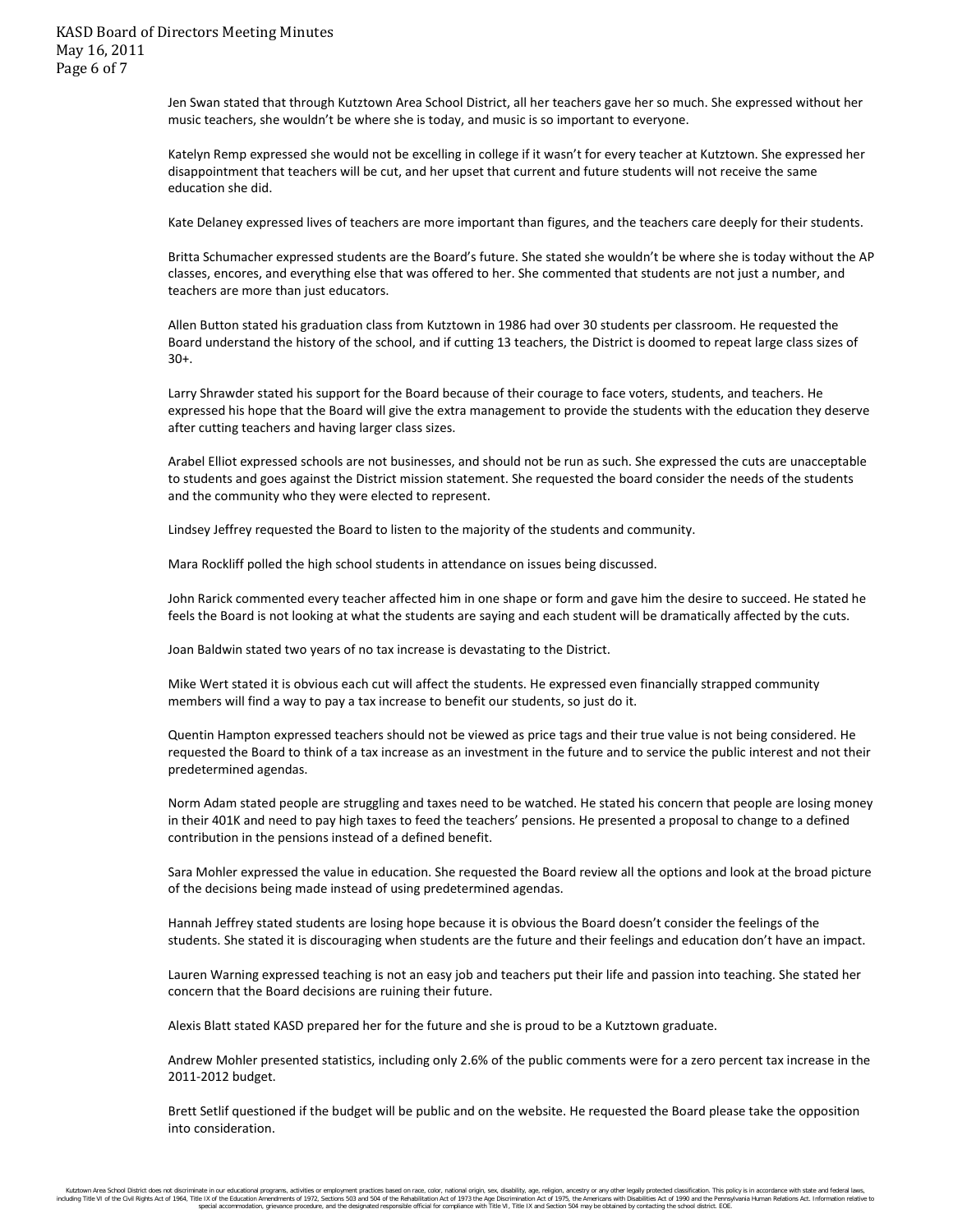Jen Swan stated that through Kutztown Area School District, all her teachers gave her so much. She expressed without her music teachers, she wouldn't be where she is today, and music is so important to everyone.

Katelyn Remp expressed she would not be excelling in college if it wasn't for every teacher at Kutztown. She expressed her disappointment that teachers will be cut, and her upset that current and future students will not receive the same education she did.

Kate Delaney expressed lives of teachers are more important than figures, and the teachers care deeply for their students.

Britta Schumacher expressed students are the Board's future. She stated she wouldn't be where she is today without the AP classes, encores, and everything else that was offered to her. She commented that students are not just a number, and teachers are more than just educators.

Allen Button stated his graduation class from Kutztown in 1986 had over 30 students per classroom. He requested the Board understand the history of the school, and if cutting 13 teachers, the District is doomed to repeat large class sizes of 30+.

Larry Shrawder stated his support for the Board because of their courage to face voters, students, and teachers. He expressed his hope that the Board will give the extra management to provide the students with the education they deserve after cutting teachers and having larger class sizes.

Arabel Elliot expressed schools are not businesses, and should not be run as such. She expressed the cuts are unacceptable to students and goes against the District mission statement. She requested the board consider the needs of the students and the community who they were elected to represent.

Lindsey Jeffrey requested the Board to listen to the majority of the students and community.

Mara Rockliff polled the high school students in attendance on issues being discussed.

John Rarick commented every teacher affected him in one shape or form and gave him the desire to succeed. He stated he feels the Board is not looking at what the students are saying and each student will be dramatically affected by the cuts.

Joan Baldwin stated two years of no tax increase is devastating to the District.

Mike Wert stated it is obvious each cut will affect the students. He expressed even financially strapped community members will find a way to pay a tax increase to benefit our students, so just do it.

Quentin Hampton expressed teachers should not be viewed as price tags and their true value is not being considered. He requested the Board to think of a tax increase as an investment in the future and to service the public interest and not their predetermined agendas.

Norm Adam stated people are struggling and taxes need to be watched. He stated his concern that people are losing money in their 401K and need to pay high taxes to feed the teachers' pensions. He presented a proposal to change to a defined contribution in the pensions instead of a defined benefit.

Sara Mohler expressed the value in education. She requested the Board review all the options and look at the broad picture of the decisions being made instead of using predetermined agendas.

Hannah Jeffrey stated students are losing hope because it is obvious the Board doesn't consider the feelings of the students. She stated it is discouraging when students are the future and their feelings and education don't have an impact.

Lauren Warning expressed teaching is not an easy job and teachers put their life and passion into teaching. She stated her concern that the Board decisions are ruining their future.

Alexis Blatt stated KASD prepared her for the future and she is proud to be a Kutztown graduate.

Andrew Mohler presented statistics, including only 2.6% of the public comments were for a zero percent tax increase in the 2011-2012 budget.

Brett Setlif questioned if the budget will be public and on the website. He requested the Board please take the opposition into consideration.

Kutztown Area School District does not discriminate in our educational programs, activities or employment practices based on race, color, national origin, sex, disability, age, religion, ancestry or any other legally protected classification. This policy is in accordance with state and federal laws, including Title VI of the Civil Rights Act of 1964, Title IX of the Education Amendments of 1972, Sections 503 and 504 of the Rehabilitation Act of 1973 the Age Discrimination Act of 1975, the Americans with Disabilities Act of 1990 and the Pennsylvania Human Relations Act. Information relative to special accommodation, grievance procedure, and the designated responsible official for compliance with Title VI, Title IX and Section 504 may be obtained by contacting the school district. EOE.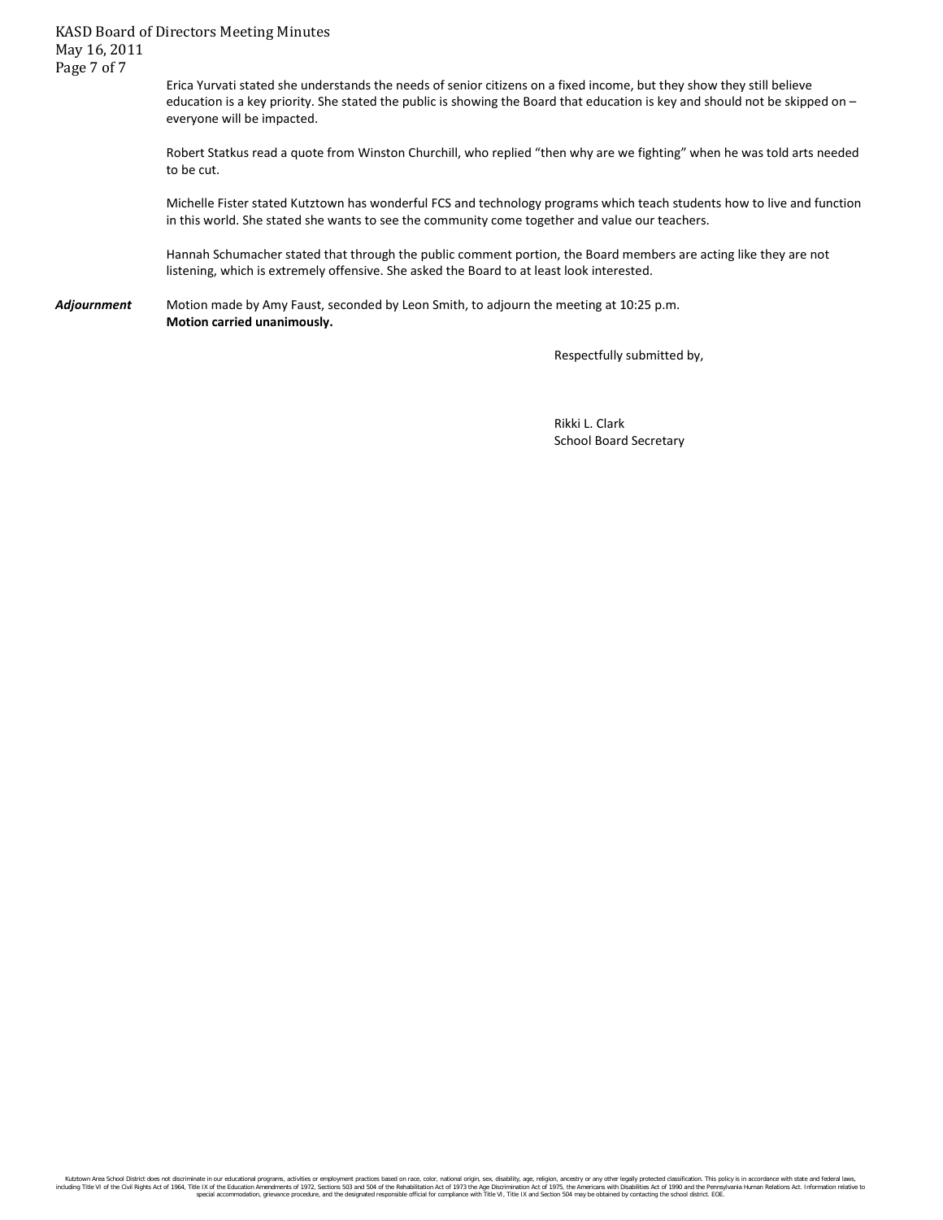Erica Yurvati stated she understands the needs of senior citizens on a fixed income, but they show they still believe education is a key priority. She stated the public is showing the Board that education is key and should not be skipped on – everyone will be impacted.

Robert Statkus read a quote from Winston Churchill, who replied "then why are we fighting" when he was told arts needed to be cut.

Michelle Fister stated Kutztown has wonderful FCS and technology programs which teach students how to live and function in this world. She stated she wants to see the community come together and value our teachers.

Hannah Schumacher stated that through the public comment portion, the Board members are acting like they are not listening, which is extremely offensive. She asked the Board to at least look interested.

***Adjournment*** Motion made by Amy Faust, seconded by Leon Smith, to adjourn the meeting at 10:25 p.m.
**Motion carried unanimously.**

Respectfully submitted by,

Rikki L. Clark
School Board Secretary

Kutztown Area School District does not discriminate in our educational programs, activities or employment practices based on race, color, national origin, sex, disability, age, religion, ancestry or any other legally protected classification. This policy is in accordance with state and federal laws, including Title VI of the Civil Rights Act of 1964, Title IX of the Education Amendments of 1972, Sections 503 and 504 of the Rehabilitation Act of 1973 the Age Discrimination Act of 1975, the Americans with Disabilities Act of 1990 and the Pennsylvania Human Relations Act. Information relative to special accommodation, grievance procedure, and the designated responsible official for compliance with Title VI, Title IX and Section 504 may be obtained by contacting the school district. EOE.